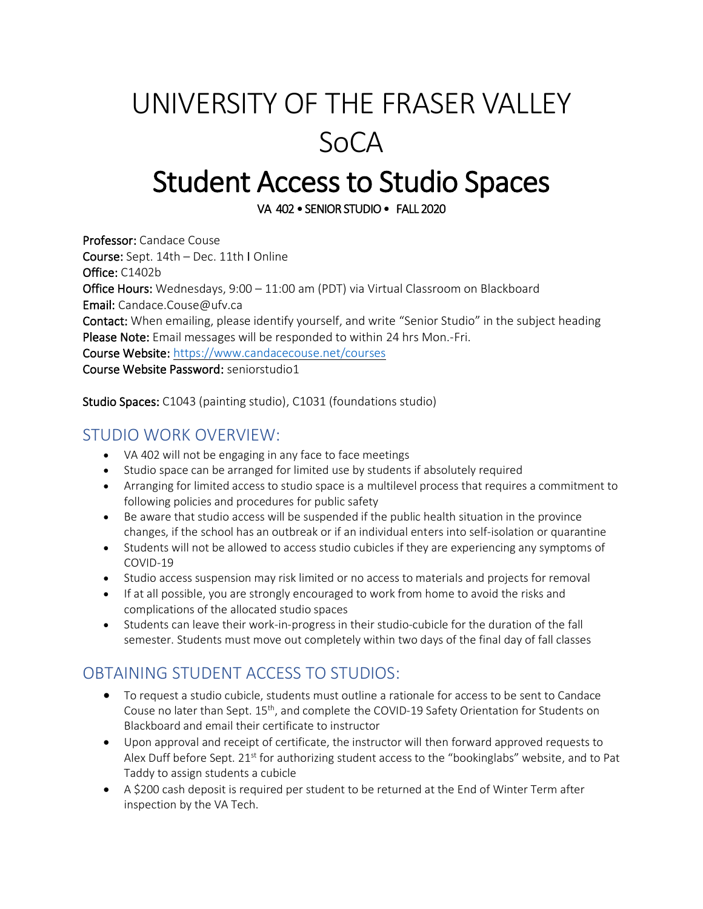# UNIVERSITY OF THE FRASER VALLEY SoCA

# Student Access to Studio Spaces

VA 402 • SENIOR STUDIO • FALL 2020

**Professor:** Candace Couse
**Course:** Sept. 14th – Dec. 11th I Online
**Office:** C1402b
**Office Hours:** Wednesdays, 9:00 – 11:00 am (PDT) via Virtual Classroom on Blackboard
**Email:** Candace.Couse@ufv.ca
**Contact:** When emailing, please identify yourself, and write "Senior Studio" in the subject heading
**Please Note:** Email messages will be responded to within 24 hrs Mon.-Fri.
**Course Website:** https://www.candacecouse.net/courses
**Course Website Password:** seniorstudio1

**Studio Spaces:** C1043 (painting studio), C1031 (foundations studio)

## STUDIO WORK OVERVIEW:

- VA 402 will not be engaging in any face to face meetings
- Studio space can be arranged for limited use by students if absolutely required
- Arranging for limited access to studio space is a multilevel process that requires a commitment to following policies and procedures for public safety
- Be aware that studio access will be suspended if the public health situation in the province changes, if the school has an outbreak or if an individual enters into self-isolation or quarantine
- Students will not be allowed to access studio cubicles if they are experiencing any symptoms of COVID-19
- Studio access suspension may risk limited or no access to materials and projects for removal
- If at all possible, you are strongly encouraged to work from home to avoid the risks and complications of the allocated studio spaces
- Students can leave their work-in-progress in their studio-cubicle for the duration of the fall semester. Students must move out completely within two days of the final day of fall classes

## OBTAINING STUDENT ACCESS TO STUDIOS:

- To request a studio cubicle, students must outline a rationale for access to be sent to Candace Couse no later than Sept. 15th, and complete the COVID-19 Safety Orientation for Students on Blackboard and email their certificate to instructor
- Upon approval and receipt of certificate, the instructor will then forward approved requests to Alex Duff before Sept. 21st for authorizing student access to the "bookinglabs" website, and to Pat Taddy to assign students a cubicle
- A $200 cash deposit is required per student to be returned at the End of Winter Term after inspection by the VA Tech.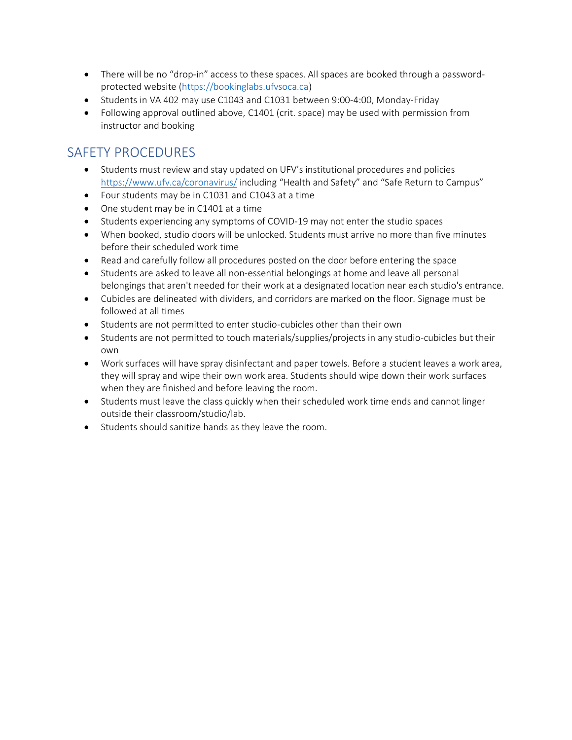- There will be no “drop-in” access to these spaces. All spaces are booked through a password-protected website (https://bookinglabs.ufvsoca.ca)
- Students in VA 402 may use C1043 and C1031 between 9:00-4:00, Monday-Friday
- Following approval outlined above, C1401 (crit. space) may be used with permission from instructor and booking

## SAFETY PROCEDURES

- Students must review and stay updated on UFV’s institutional procedures and policies https://www.ufv.ca/coronavirus/ including “Health and Safety” and “Safe Return to Campus”
- Four students may be in C1031 and C1043 at a time
- One student may be in C1401 at a time
- Students experiencing any symptoms of COVID-19 may not enter the studio spaces
- When booked, studio doors will be unlocked. Students must arrive no more than five minutes before their scheduled work time
- Read and carefully follow all procedures posted on the door before entering the space
- Students are asked to leave all non-essential belongings at home and leave all personal belongings that aren't needed for their work at a designated location near each studio's entrance.
- Cubicles are delineated with dividers, and corridors are marked on the floor. Signage must be followed at all times
- Students are not permitted to enter studio-cubicles other than their own
- Students are not permitted to touch materials/supplies/projects in any studio-cubicles but their own
- Work surfaces will have spray disinfectant and paper towels. Before a student leaves a work area, they will spray and wipe their own work area. Students should wipe down their work surfaces when they are finished and before leaving the room.
- Students must leave the class quickly when their scheduled work time ends and cannot linger outside their classroom/studio/lab.
- Students should sanitize hands as they leave the room.